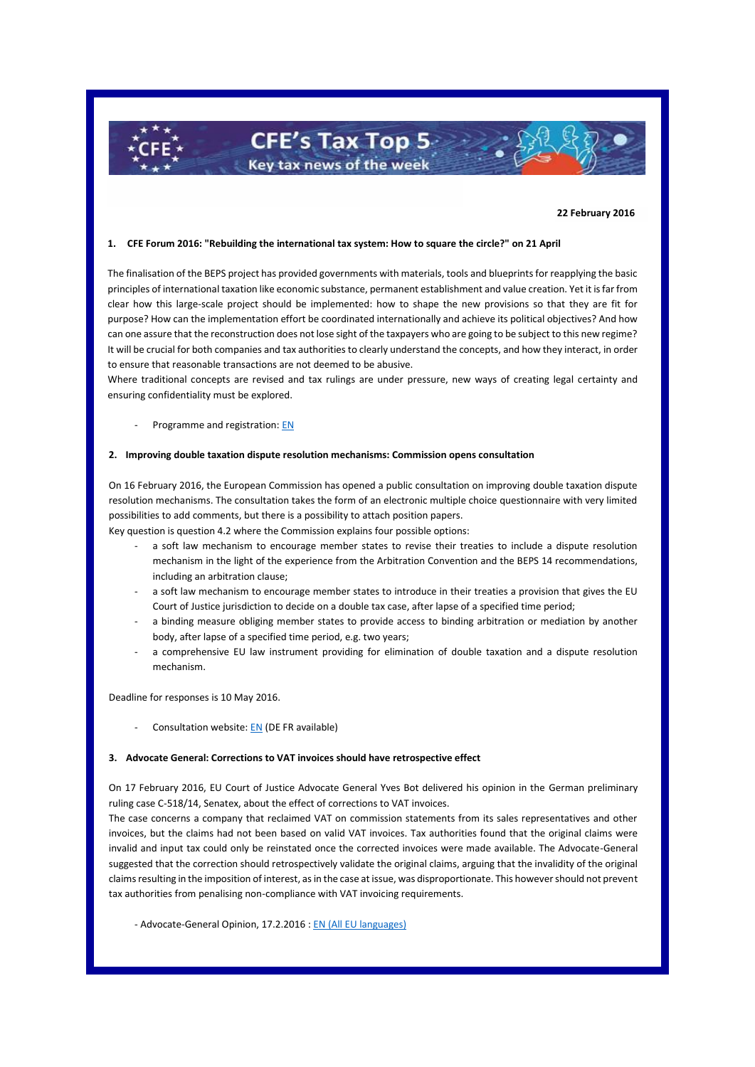# CFE's Tax Top 5

Key tax news of the week

**22 February 2016**

## 1. CFE Forum 2016: "Rebuilding the international tax system: How to square the circle?" on 21 April

The finalisation of the BEPS project has provided governments with materials, tools and blueprints for reapplying the basic principles of international taxation like economic substance, permanent establishment and value creation. Yet it is far from clear how this large-scale project should be implemented: how to shape the new provisions so that they are fit for purpose? How can the implementation effort be coordinated internationally and achieve its political objectives? And how can one assure that the reconstruction does not lose sight of the taxpayers who are going to be subject to this new regime? It will be crucial for both companies and tax authorities to clearly understand the concepts, and how they interact, in order to ensure that reasonable transactions are not deemed to be abusive.

Where traditional concepts are revised and tax rulings are under pressure, new ways of creating legal certainty and ensuring confidentiality must be explored.

- Programme and registration: EN

## 2. Improving double taxation dispute resolution mechanisms: Commission opens consultation

On 16 February 2016, the European Commission has opened a public consultation on improving double taxation dispute resolution mechanisms. The consultation takes the form of an electronic multiple choice questionnaire with very limited possibilities to add comments, but there is a possibility to attach position papers.

Key question is question 4.2 where the Commission explains four possible options:

- a soft law mechanism to encourage member states to revise their treaties to include a dispute resolution mechanism in the light of the experience from the Arbitration Convention and the BEPS 14 recommendations, including an arbitration clause;
- a soft law mechanism to encourage member states to introduce in their treaties a provision that gives the EU Court of Justice jurisdiction to decide on a double tax case, after lapse of a specified time period;
- a binding measure obliging member states to provide access to binding arbitration or mediation by another body, after lapse of a specified time period, e.g. two years;
- a comprehensive EU law instrument providing for elimination of double taxation and a dispute resolution mechanism.

Deadline for responses is 10 May 2016.

- Consultation website: EN (DE FR available)

## 3. Advocate General: Corrections to VAT invoices should have retrospective effect

On 17 February 2016, EU Court of Justice Advocate General Yves Bot delivered his opinion in the German preliminary ruling case C-518/14, Senatex, about the effect of corrections to VAT invoices.

The case concerns a company that reclaimed VAT on commission statements from its sales representatives and other invoices, but the claims had not been based on valid VAT invoices. Tax authorities found that the original claims were invalid and input tax could only be reinstated once the corrected invoices were made available. The Advocate-General suggested that the correction should retrospectively validate the original claims, arguing that the invalidity of the original claims resulting in the imposition of interest, as in the case at issue, was disproportionate. This however should not prevent tax authorities from penalising non-compliance with VAT invoicing requirements.

- Advocate-General Opinion, 17.2.2016 : EN (All EU languages)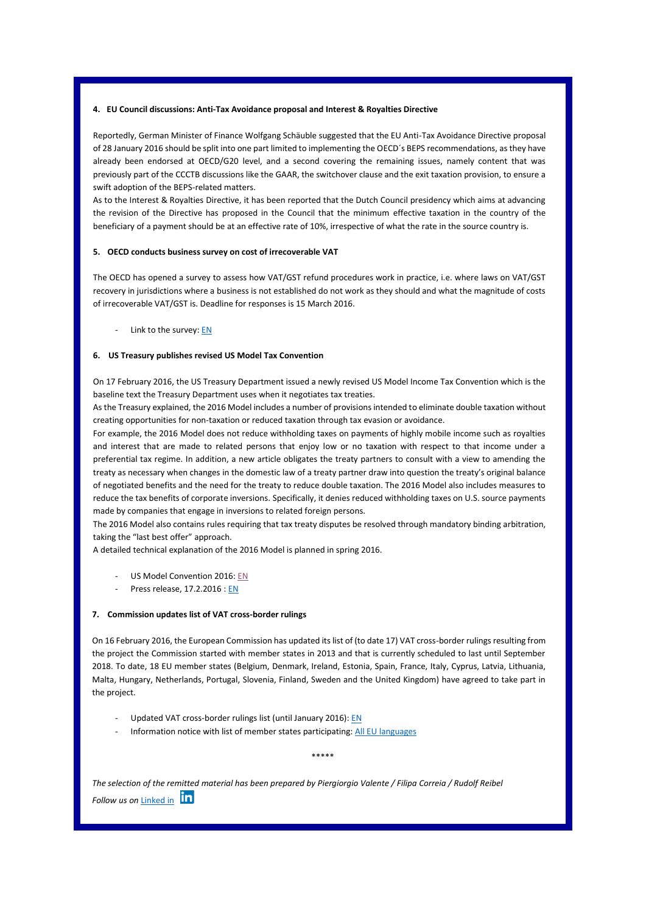**4. EU Council discussions: Anti-Tax Avoidance proposal and Interest & Royalties Directive**

Reportedly, German Minister of Finance Wolfgang Schäuble suggested that the EU Anti-Tax Avoidance Directive proposal of 28 January 2016 should be split into one part limited to implementing the OECD´s BEPS recommendations, as they have already been endorsed at OECD/G20 level, and a second covering the remaining issues, namely content that was previously part of the CCCTB discussions like the GAAR, the switchover clause and the exit taxation provision, to ensure a swift adoption of the BEPS-related matters.
As to the Interest & Royalties Directive, it has been reported that the Dutch Council presidency which aims at advancing the revision of the Directive has proposed in the Council that the minimum effective taxation in the country of the beneficiary of a payment should be at an effective rate of 10%, irrespective of what the rate in the source country is.

**5. OECD conducts business survey on cost of irrecoverable VAT**

The OECD has opened a survey to assess how VAT/GST refund procedures work in practice, i.e. where laws on VAT/GST recovery in jurisdictions where a business is not established do not work as they should and what the magnitude of costs of irrecoverable VAT/GST is. Deadline for responses is 15 March 2016.

- Link to the survey: EN

**6. US Treasury publishes revised US Model Tax Convention**

On 17 February 2016, the US Treasury Department issued a newly revised US Model Income Tax Convention which is the baseline text the Treasury Department uses when it negotiates tax treaties.
As the Treasury explained, the 2016 Model includes a number of provisions intended to eliminate double taxation without creating opportunities for non-taxation or reduced taxation through tax evasion or avoidance.
For example, the 2016 Model does not reduce withholding taxes on payments of highly mobile income such as royalties and interest that are made to related persons that enjoy low or no taxation with respect to that income under a preferential tax regime. In addition, a new article obligates the treaty partners to consult with a view to amending the treaty as necessary when changes in the domestic law of a treaty partner draw into question the treaty's original balance of negotiated benefits and the need for the treaty to reduce double taxation. The 2016 Model also includes measures to reduce the tax benefits of corporate inversions. Specifically, it denies reduced withholding taxes on U.S. source payments made by companies that engage in inversions to related foreign persons.
The 2016 Model also contains rules requiring that tax treaty disputes be resolved through mandatory binding arbitration, taking the "last best offer" approach.
A detailed technical explanation of the 2016 Model is planned in spring 2016.

- US Model Convention 2016: EN
- Press release, 17.2.2016 : EN

**7. Commission updates list of VAT cross-border rulings**

On 16 February 2016, the European Commission has updated its list of (to date 17) VAT cross-border rulings resulting from the project the Commission started with member states in 2013 and that is currently scheduled to last until September 2018. To date, 18 EU member states (Belgium, Denmark, Ireland, Estonia, Spain, France, Italy, Cyprus, Latvia, Lithuania, Malta, Hungary, Netherlands, Portugal, Slovenia, Finland, Sweden and the United Kingdom) have agreed to take part in the project.

- Updated VAT cross-border rulings list (until January 2016): EN
- Information notice with list of member states participating: All EU languages

\*\*\*\*\*

*The selection of the remitted material has been prepared by Piergiorgio Valente / Filipa Correia / Rudolf Reibel*
*Follow us on* Linked in